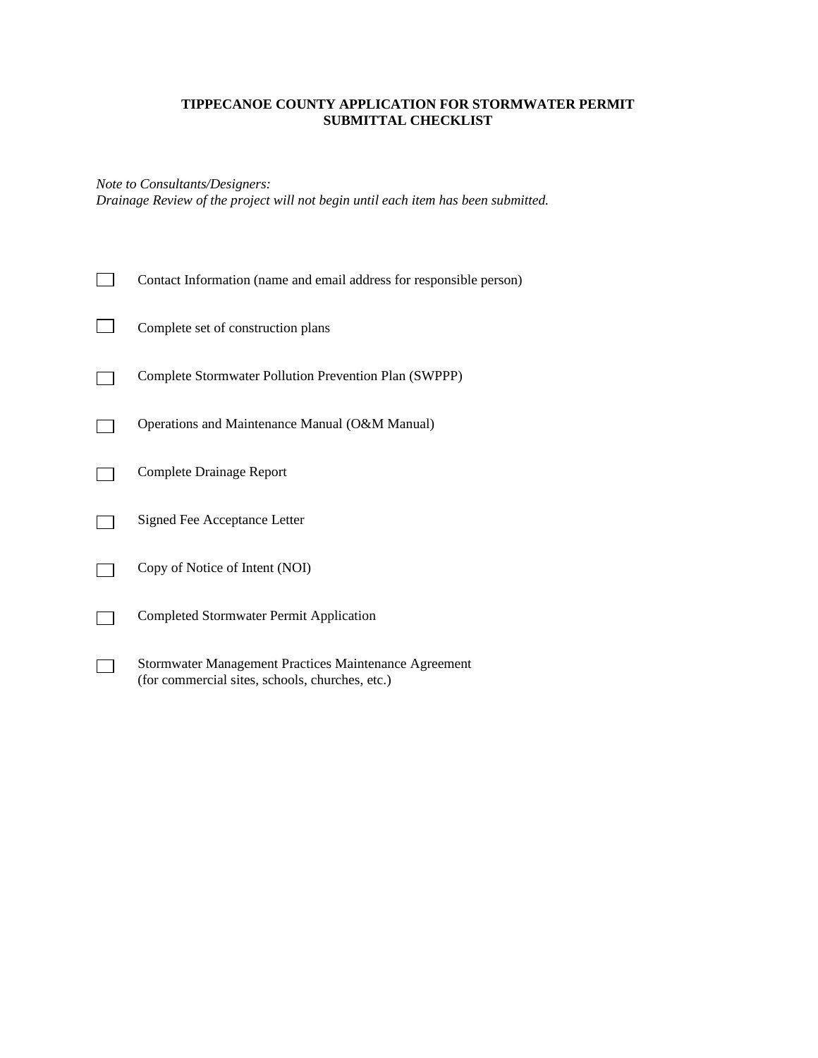**TIPPECANOE COUNTY APPLICATION FOR STORMWATER PERMIT**
**SUBMITTAL CHECKLIST**

*Note to Consultants/Designers:*
*Drainage Review of the project will not begin until each item has been submitted.*

- [ ] Contact Information (name and email address for responsible person)
- [ ] Complete set of construction plans
- [ ] Complete Stormwater Pollution Prevention Plan (SWPPP)
- [ ] Operations and Maintenance Manual (O&M Manual)
- [ ] Complete Drainage Report
- [ ] Signed Fee Acceptance Letter
- [ ] Copy of Notice of Intent (NOI)
- [ ] Completed Stormwater Permit Application
- [ ] Stormwater Management Practices Maintenance Agreement (for commercial sites, schools, churches, etc.)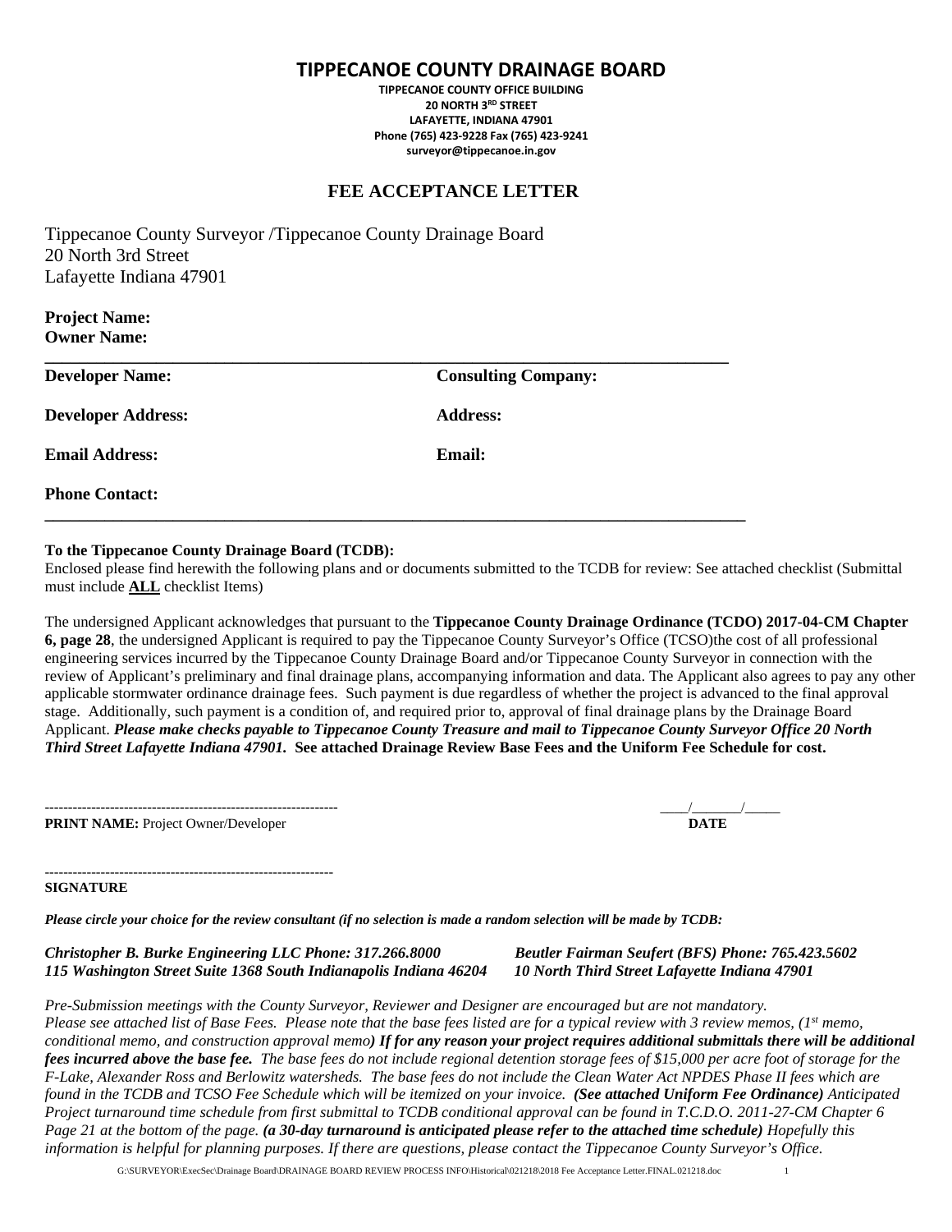# TIPPECANOE COUNTY DRAINAGE BOARD

**TIPPECANOE COUNTY OFFICE BUILDING**
**20 NORTH 3RD STREET**
**LAFAYETTE, INDIANA 47901**
**Phone (765) 423-9228 Fax (765) 423-9241**
**surveyor@tippecanoe.in.gov**

## FEE ACCEPTANCE LETTER

Tippecanoe County Surveyor /Tippecanoe County Drainage Board
20 North 3rd Street
Lafayette Indiana 47901

**Project Name:**
**Owner Name:**

---

| | |
|---|---|
| **Developer Name:** | **Consulting Company:** |
| **Developer Address:** | **Address:** |
| **Email Address:** | **Email:** |
| **Phone Contact:** | |

---

**To the Tippecanoe County Drainage Board (TCDB):**
Enclosed please find herewith the following plans and or documents submitted to the TCDB for review: See attached checklist (Submittal must include **ALL** checklist Items)

The undersigned Applicant acknowledges that pursuant to the **Tippecanoe County Drainage Ordinance (TCDO) 2017-04-CM Chapter 6, page 28**, the undersigned Applicant is required to pay the Tippecanoe County Surveyor's Office (TCSO)the cost of all professional engineering services incurred by the Tippecanoe County Drainage Board and/or Tippecanoe County Surveyor in connection with the review of Applicant's preliminary and final drainage plans, accompanying information and data. The Applicant also agrees to pay any other applicable stormwater ordinance drainage fees. Such payment is due regardless of whether the project is advanced to the final approval stage. Additionally, such payment is a condition of, and required prior to, approval of final drainage plans by the Drainage Board Applicant. ***Please make checks payable to Tippecanoe County Treasure and mail to Tippecanoe County Surveyor Office 20 North Third Street Lafayette Indiana 47901.*** **See attached Drainage Review Base Fees and the Uniform Fee Schedule for cost.**

--------------------------------------------------------------- ____/_______/_____
**PRINT NAME:** Project Owner/Developer **DATE**

--------------------------------------------------------------
**SIGNATURE**

***Please circle your choice for the review consultant (if no selection is made a random selection will be made by TCDB:***

***Christopher B. Burke Engineering LLC Phone: 317.266.8000***
***115 Washington Street Suite 1368 South Indianapolis Indiana 46204***

***Beutler Fairman Seufert (BFS) Phone: 765.423.5602***
***10 North Third Street Lafayette Indiana 47901***

*Pre-Submission meetings with the County Surveyor, Reviewer and Designer are encouraged but are not mandatory. Please see attached list of Base Fees. Please note that the base fees listed are for a typical review with 3 review memos, (1st memo, conditional memo, and construction approval memo)* ***If for any reason your project requires additional submittals there will be additional fees incurred above the base fee.*** *The base fees do not include regional detention storage fees of $15,000 per acre foot of storage for the F-Lake, Alexander Ross and Berlowitz watersheds. The base fees do not include the Clean Water Act NPDES Phase II fees which are found in the TCDB and TCSO Fee Schedule which will be itemized on your invoice.* ***(See attached Uniform Fee Ordinance)*** *Anticipated Project turnaround time schedule from first submittal to TCDB conditional approval can be found in T.C.D.O. 2011-27-CM Chapter 6 Page 21 at the bottom of the page.* ***(a 30-day turnaround is anticipated please refer to the attached time schedule)*** *Hopefully this information is helpful for planning purposes. If there are questions, please contact the Tippecanoe County Surveyor's Office.*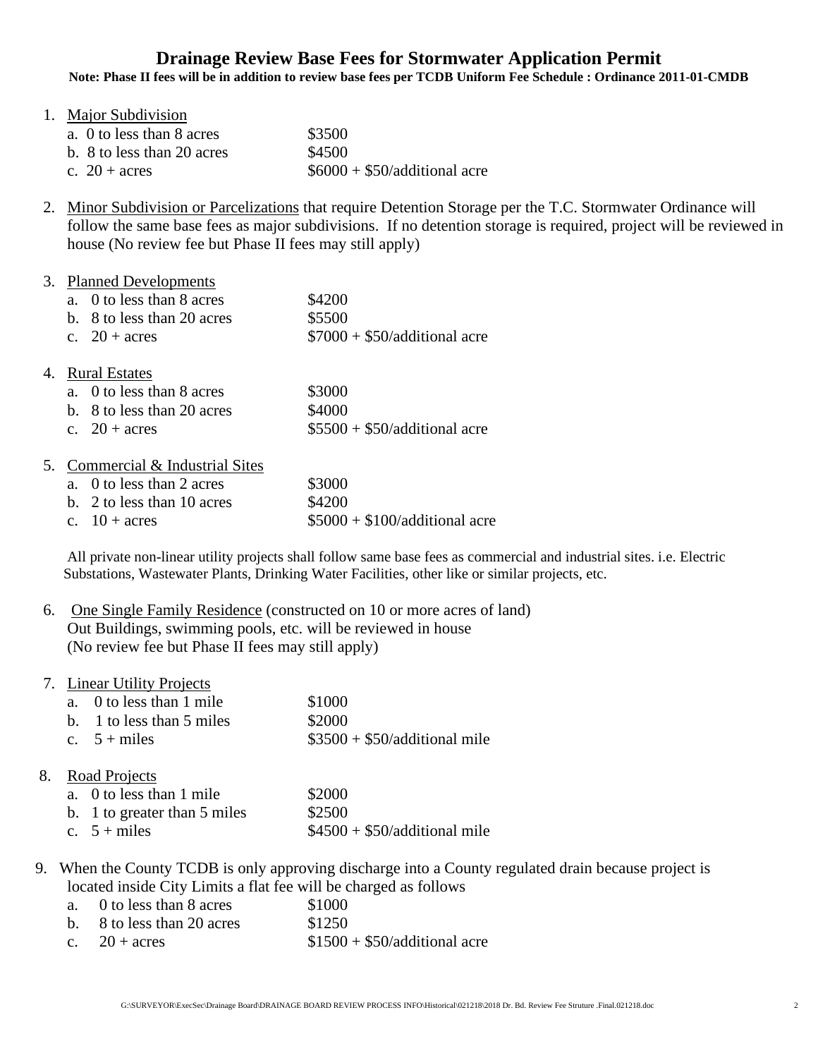# Drainage Review Base Fees for Stormwater Application Permit

**Note: Phase II fees will be in addition to review base fees per TCDB Uniform Fee Schedule : Ordinance 2011-01-CMDB**

1. Major Subdivision
   - a. 0 to less than 8 acres — $3500
   - b. 8 to less than 20 acres — $4500
   - c. 20 + acres — $6000 + $50/additional acre

2. Minor Subdivision or Parcelizations that require Detention Storage per the T.C. Stormwater Ordinance will follow the same base fees as major subdivisions. If no detention storage is required, project will be reviewed in house (No review fee but Phase II fees may still apply)

3. Planned Developments
   - a. 0 to less than 8 acres — $4200
   - b. 8 to less than 20 acres — $5500
   - c. 20 + acres — $7000 + $50/additional acre

4. Rural Estates
   - a. 0 to less than 8 acres — $3000
   - b. 8 to less than 20 acres — $4000
   - c. 20 + acres — $5500 + $50/additional acre

5. Commercial & Industrial Sites
   - a. 0 to less than 2 acres — $3000
   - b. 2 to less than 10 acres — $4200
   - c. 10 + acres — $5000 + $100/additional acre

   All private non-linear utility projects shall follow same base fees as commercial and industrial sites. i.e. Electric Substations, Wastewater Plants, Drinking Water Facilities, other like or similar projects, etc.

6. One Single Family Residence (constructed on 10 or more acres of land)
   Out Buildings, swimming pools, etc. will be reviewed in house
   (No review fee but Phase II fees may still apply)

7. Linear Utility Projects
   - a. 0 to less than 1 mile — $1000
   - b. 1 to less than 5 miles — $2000
   - c. 5 + miles — $3500 + $50/additional mile

8. Road Projects
   - a. 0 to less than 1 mile — $2000
   - b. 1 to greater than 5 miles — $2500
   - c. 5 + miles — $4500 + $50/additional mile

9. When the County TCDB is only approving discharge into a County regulated drain because project is located inside City Limits a flat fee will be charged as follows
   - a. 0 to less than 8 acres — $1000
   - b. 8 to less than 20 acres — $1250
   - c. 20 + acres — $1500 + $50/additional acre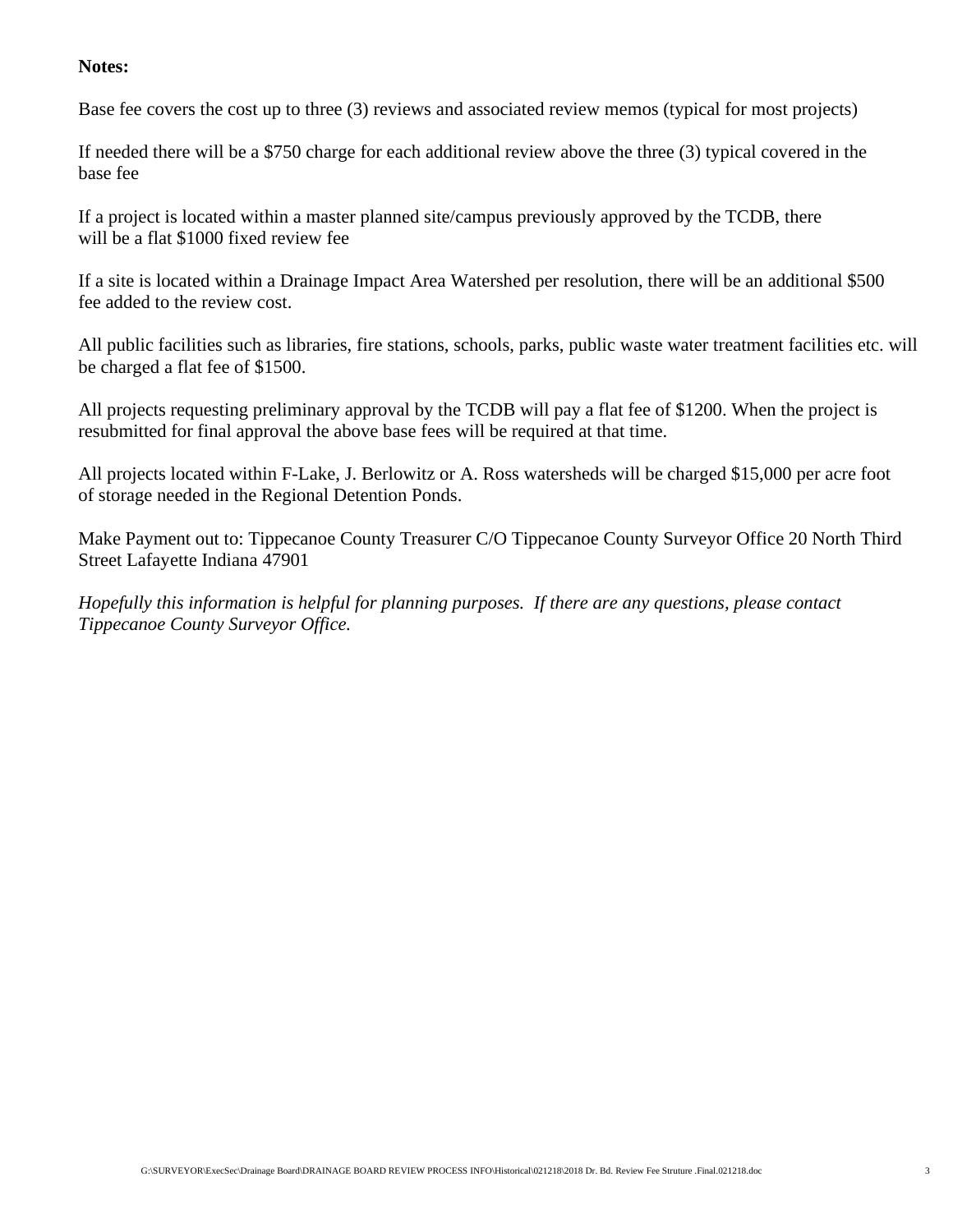**Notes:**

Base fee covers the cost up to three (3) reviews and associated review memos (typical for most projects)

If needed there will be a $750 charge for each additional review above the three (3) typical covered in the base fee

If a project is located within a master planned site/campus previously approved by the TCDB, there will be a flat $1000 fixed review fee

If a site is located within a Drainage Impact Area Watershed per resolution, there will be an additional $500 fee added to the review cost.

All public facilities such as libraries, fire stations, schools, parks, public waste water treatment facilities etc. will be charged a flat fee of $1500.

All projects requesting preliminary approval by the TCDB will pay a flat fee of $1200. When the project is resubmitted for final approval the above base fees will be required at that time.

All projects located within F-Lake, J. Berlowitz or A. Ross watersheds will be charged $15,000 per acre foot of storage needed in the Regional Detention Ponds.

Make Payment out to: Tippecanoe County Treasurer C/O Tippecanoe County Surveyor Office 20 North Third Street Lafayette Indiana 47901

*Hopefully this information is helpful for planning purposes. If there are any questions, please contact Tippecanoe County Surveyor Office.*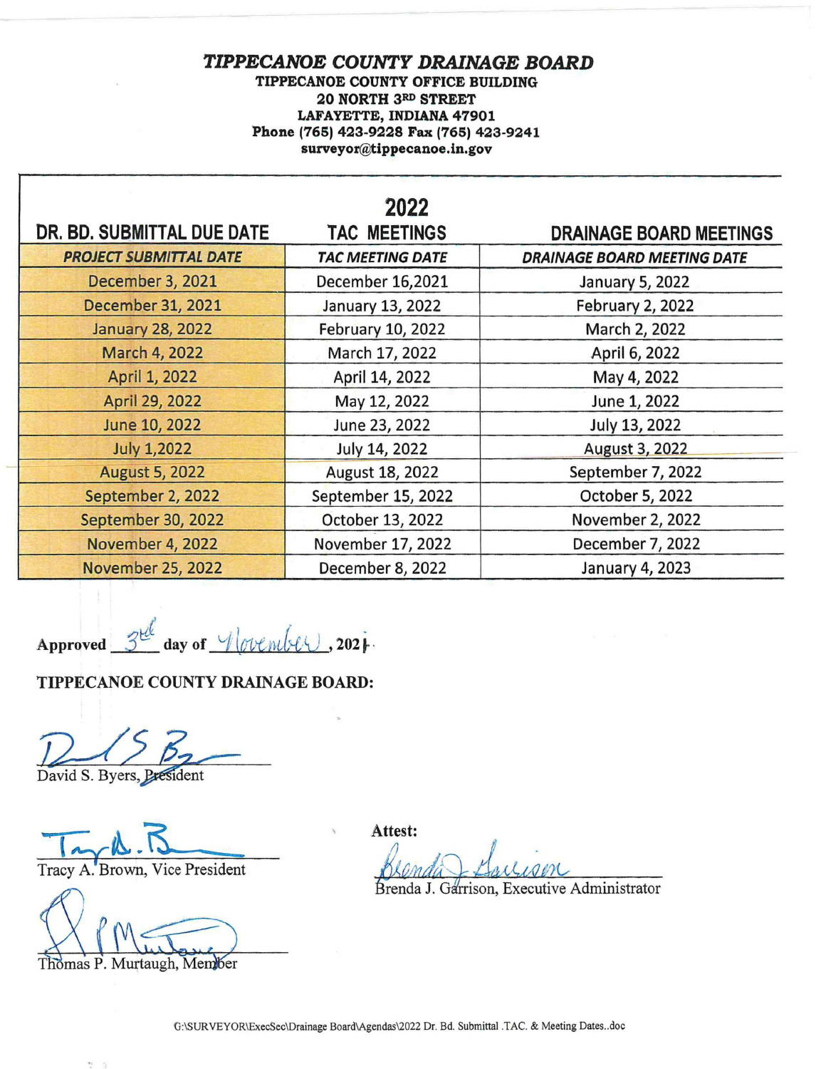# *TIPPECANOE COUNTY DRAINAGE BOARD*

**TIPPECANOE COUNTY OFFICE BUILDING**
**20 NORTH 3RD STREET**
**LAFAYETTE, INDIANA 47901**
**Phone (765) 423-9228 Fax (765) 423-9241**
**surveyor@tippecanoe.in.gov**

## 2022

| DR. BD. SUBMITTAL DUE DATE | TAC MEETINGS | DRAINAGE BOARD MEETINGS |
|---|---|---|
| ***PROJECT SUBMITTAL DATE*** | ***TAC MEETING DATE*** | ***DRAINAGE BOARD MEETING DATE*** |
| December 3, 2021 | December 16,2021 | January 5, 2022 |
| December 31, 2021 | January 13, 2022 | February 2, 2022 |
| January 28, 2022 | February 10, 2022 | March 2, 2022 |
| March 4, 2022 | March 17, 2022 | April 6, 2022 |
| April 1, 2022 | April 14, 2022 | May 4, 2022 |
| April 29, 2022 | May 12, 2022 | June 1, 2022 |
| June 10, 2022 | June 23, 2022 | July 13, 2022 |
| July 1,2022 | July 14, 2022 | August 3, 2022 |
| August 5, 2022 | August 18, 2022 | September 7, 2022 |
| September 2, 2022 | September 15, 2022 | October 5, 2022 |
| September 30, 2022 | October 13, 2022 | November 2, 2022 |
| November 4, 2022 | November 17, 2022 | December 7, 2022 |
| November 25, 2022 | December 8, 2022 | January 4, 2023 |

**Approved** 3rd **day of** November **, 2021**

**TIPPECANOE COUNTY DRAINAGE BOARD:**

David S. Byers, President

Tracy A. Brown, Vice President

Thomas P. Murtaugh, Member

**Attest:**

Brenda J. Garrison, Executive Administrator

G:\SURVEYOR\ExecSec\Drainage Board\Agendas\2022 Dr. Bd. Submittal .TAC. & Meeting Dates..doc